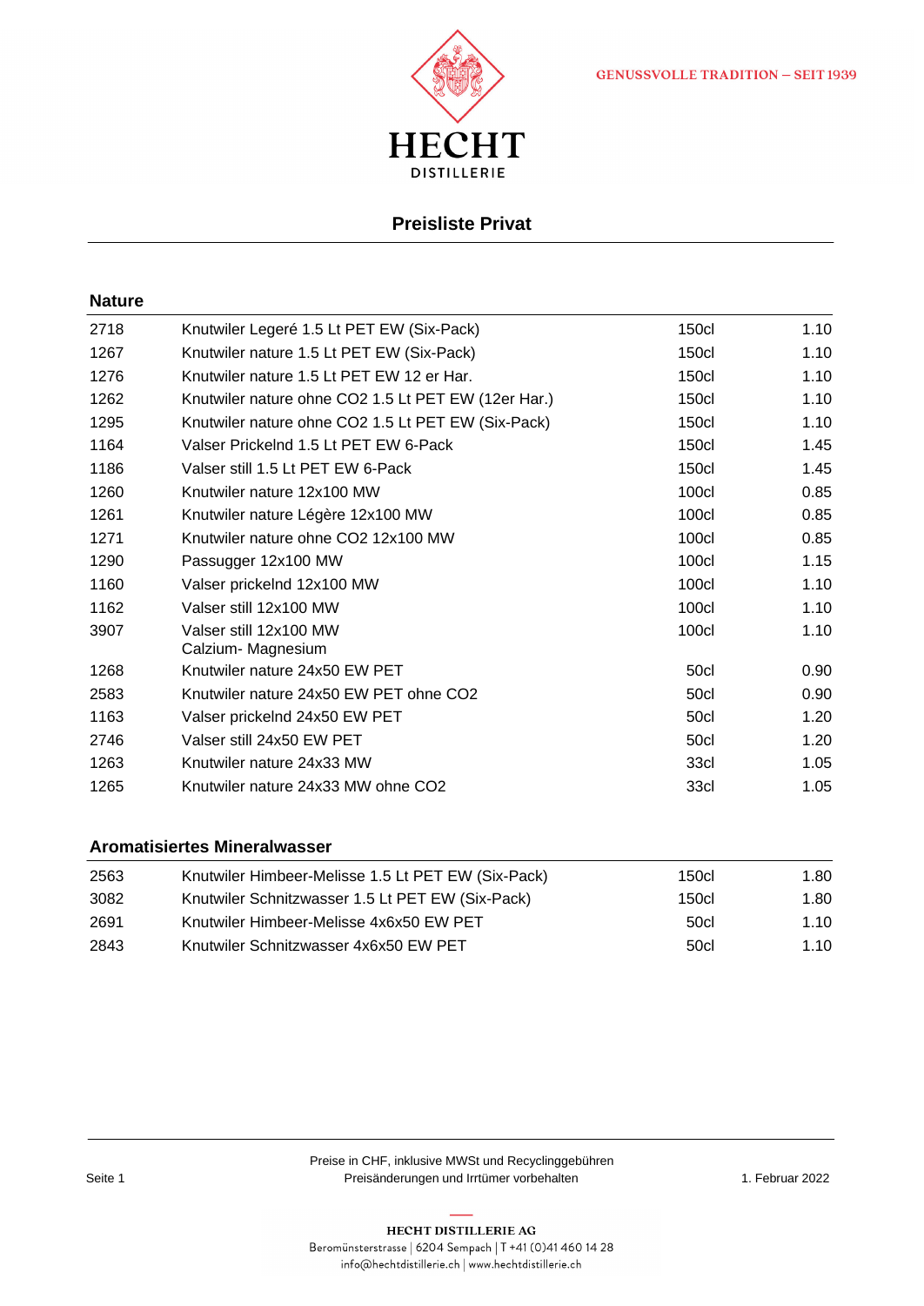GENUSSVOLLE TRADITION – SEIT 1939

HECHT
DISTILLERIE

# Preisliste Privat

## Nature

| | | | |
|---|---|---|---|
| 2718 | Knutwiler Legeré 1.5 Lt PET EW (Six-Pack) | 150cl | 1.10 |
| 1267 | Knutwiler nature 1.5 Lt PET EW (Six-Pack) | 150cl | 1.10 |
| 1276 | Knutwiler nature 1.5 Lt PET EW 12 er Har. | 150cl | 1.10 |
| 1262 | Knutwiler nature ohne CO2 1.5 Lt PET EW (12er Har.) | 150cl | 1.10 |
| 1295 | Knutwiler nature ohne CO2 1.5 Lt PET EW (Six-Pack) | 150cl | 1.10 |
| 1164 | Valser Prickelnd 1.5 Lt PET EW 6-Pack | 150cl | 1.45 |
| 1186 | Valser still 1.5 Lt PET EW 6-Pack | 150cl | 1.45 |
| 1260 | Knutwiler nature 12x100 MW | 100cl | 0.85 |
| 1261 | Knutwiler nature Légère 12x100 MW | 100cl | 0.85 |
| 1271 | Knutwiler nature ohne CO2 12x100 MW | 100cl | 0.85 |
| 1290 | Passugger 12x100 MW | 100cl | 1.15 |
| 1160 | Valser prickelnd 12x100 MW | 100cl | 1.10 |
| 1162 | Valser still 12x100 MW | 100cl | 1.10 |
| 3907 | Valser still 12x100 MW Calzium- Magnesium | 100cl | 1.10 |
| 1268 | Knutwiler nature 24x50 EW PET | 50cl | 0.90 |
| 2583 | Knutwiler nature 24x50 EW PET ohne CO2 | 50cl | 0.90 |
| 1163 | Valser prickelnd 24x50 EW PET | 50cl | 1.20 |
| 2746 | Valser still 24x50 EW PET | 50cl | 1.20 |
| 1263 | Knutwiler nature 24x33 MW | 33cl | 1.05 |
| 1265 | Knutwiler nature 24x33 MW ohne CO2 | 33cl | 1.05 |

## Aromatisiertes Mineralwasser

| | | | |
|---|---|---|---|
| 2563 | Knutwiler Himbeer-Melisse 1.5 Lt PET EW (Six-Pack) | 150cl | 1.80 |
| 3082 | Knutwiler Schnitzwasser 1.5 Lt PET EW (Six-Pack) | 150cl | 1.80 |
| 2691 | Knutwiler Himbeer-Melisse 4x6x50 EW PET | 50cl | 1.10 |
| 2843 | Knutwiler Schnitzwasser 4x6x50 EW PET | 50cl | 1.10 |

Preise in CHF, inklusive MWSt und Recyclinggebühren
Preisänderungen und Irrtümer vorbehalten

1. Februar 2022

**HECHT DISTILLERIE AG**
Beromünsterstrasse | 6204 Sempach | T +41 (0)41 460 14 28
info@hechtdistillerie.ch | www.hechtdistillerie.ch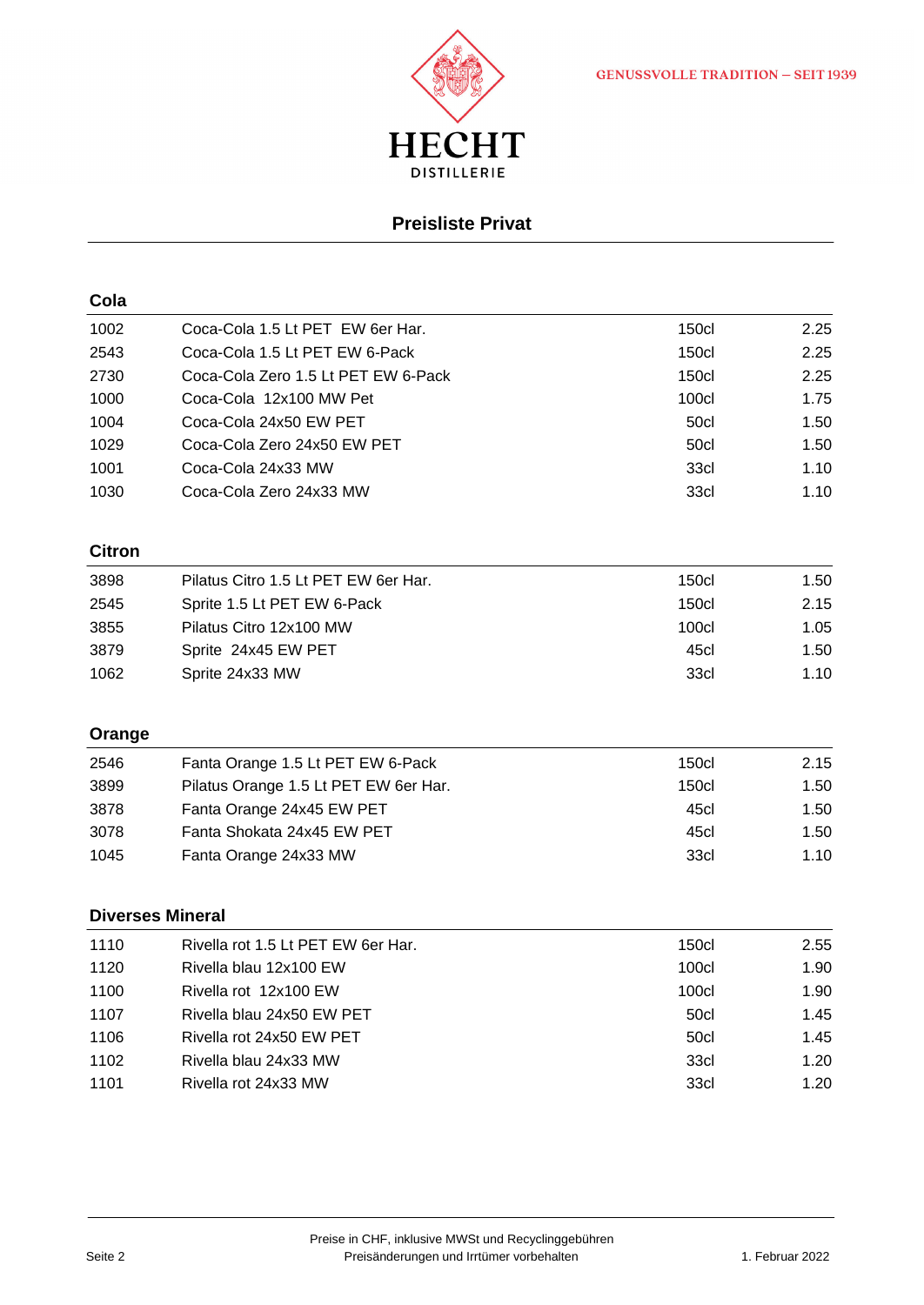HECHT

DISTILLERIE

GENUSSVOLLE TRADITION – SEIT 1939

# Preisliste Privat

## Cola

| | | | |
|---|---|---|---|
| 1002 | Coca-Cola 1.5 Lt PET EW 6er Har. | 150cl | 2.25 |
| 2543 | Coca-Cola 1.5 Lt PET EW 6-Pack | 150cl | 2.25 |
| 2730 | Coca-Cola Zero 1.5 Lt PET EW 6-Pack | 150cl | 2.25 |
| 1000 | Coca-Cola 12x100 MW Pet | 100cl | 1.75 |
| 1004 | Coca-Cola 24x50 EW PET | 50cl | 1.50 |
| 1029 | Coca-Cola Zero 24x50 EW PET | 50cl | 1.50 |
| 1001 | Coca-Cola 24x33 MW | 33cl | 1.10 |
| 1030 | Coca-Cola Zero 24x33 MW | 33cl | 1.10 |

## Citron

| | | | |
|---|---|---|---|
| 3898 | Pilatus Citro 1.5 Lt PET EW 6er Har. | 150cl | 1.50 |
| 2545 | Sprite 1.5 Lt PET EW 6-Pack | 150cl | 2.15 |
| 3855 | Pilatus Citro 12x100 MW | 100cl | 1.05 |
| 3879 | Sprite 24x45 EW PET | 45cl | 1.50 |
| 1062 | Sprite 24x33 MW | 33cl | 1.10 |

## Orange

| | | | |
|---|---|---|---|
| 2546 | Fanta Orange 1.5 Lt PET EW 6-Pack | 150cl | 2.15 |
| 3899 | Pilatus Orange 1.5 Lt PET EW 6er Har. | 150cl | 1.50 |
| 3878 | Fanta Orange 24x45 EW PET | 45cl | 1.50 |
| 3078 | Fanta Shokata 24x45 EW PET | 45cl | 1.50 |
| 1045 | Fanta Orange 24x33 MW | 33cl | 1.10 |

## Diverses Mineral

| | | | |
|---|---|---|---|
| 1110 | Rivella rot 1.5 Lt PET EW 6er Har. | 150cl | 2.55 |
| 1120 | Rivella blau 12x100 EW | 100cl | 1.90 |
| 1100 | Rivella rot 12x100 EW | 100cl | 1.90 |
| 1107 | Rivella blau 24x50 EW PET | 50cl | 1.45 |
| 1106 | Rivella rot 24x50 EW PET | 50cl | 1.45 |
| 1102 | Rivella blau 24x33 MW | 33cl | 1.20 |
| 1101 | Rivella rot 24x33 MW | 33cl | 1.20 |

Preise in CHF, inklusive MWSt und Recyclinggebühren
Preisänderungen und Irrtümer vorbehalten

1. Februar 2022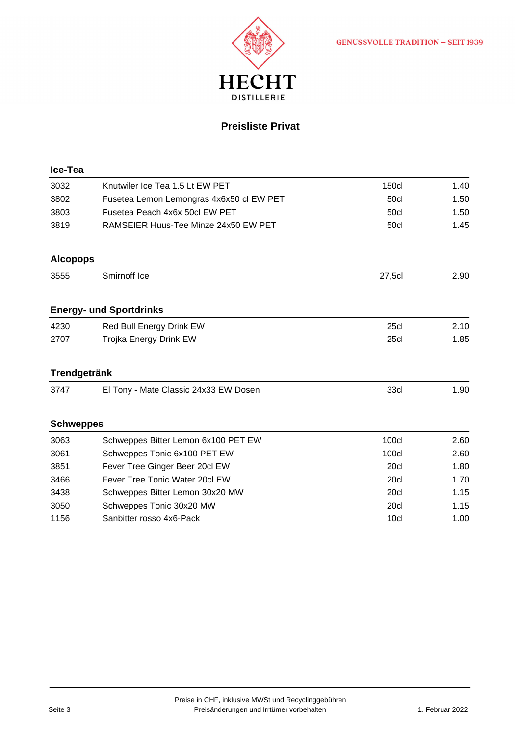GENUSSVOLLE TRADITION – SEIT 1939

HECHT
DISTILLERIE

## Preisliste Privat

### Ice-Tea

| | | | |
|---|---|---|---|
| 3032 | Knutwiler Ice Tea 1.5 Lt EW PET | 150cl | 1.40 |
| 3802 | Fusetea Lemon Lemongras 4x6x50 cl EW PET | 50cl | 1.50 |
| 3803 | Fusetea Peach 4x6x 50cl EW PET | 50cl | 1.50 |
| 3819 | RAMSEIER Huus-Tee Minze 24x50 EW PET | 50cl | 1.45 |

### Alcopops

| | | | |
|---|---|---|---|
| 3555 | Smirnoff Ice | 27,5cl | 2.90 |

### Energy- und Sportdrinks

| | | | |
|---|---|---|---|
| 4230 | Red Bull Energy Drink EW | 25cl | 2.10 |
| 2707 | Trojka Energy Drink EW | 25cl | 1.85 |

### Trendgetränk

| | | | |
|---|---|---|---|
| 3747 | El Tony - Mate Classic 24x33 EW Dosen | 33cl | 1.90 |

### Schweppes

| | | | |
|---|---|---|---|
| 3063 | Schweppes Bitter Lemon 6x100 PET EW | 100cl | 2.60 |
| 3061 | Schweppes Tonic 6x100 PET EW | 100cl | 2.60 |
| 3851 | Fever Tree Ginger Beer 20cl EW | 20cl | 1.80 |
| 3466 | Fever Tree Tonic Water 20cl EW | 20cl | 1.70 |
| 3438 | Schweppes Bitter Lemon 30x20 MW | 20cl | 1.15 |
| 3050 | Schweppes Tonic 30x20 MW | 20cl | 1.15 |
| 1156 | Sanbitter rosso 4x6-Pack | 10cl | 1.00 |

Preise in CHF, inklusive MWSt und Recyclinggebühren
Preisänderungen und Irrtümer vorbehalten

1. Februar 2022